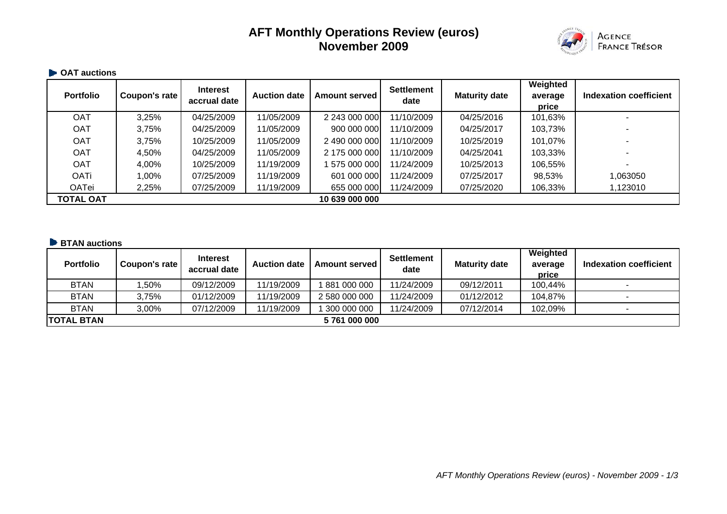# AFT Monthly Operations Review (euros)
# November 2009

AGENCE FRANCE TRÉSOR

## OAT auctions

| Portfolio | Coupon's rate | Interest accrual date | Auction date | Amount served | Settlement date | Maturity date | Weighted average price | Indexation coefficient |
|---|---|---|---|---|---|---|---|---|
| OAT | 3,25% | 04/25/2009 | 11/05/2009 | 2 243 000 000 | 11/10/2009 | 04/25/2016 | 101,63% | - |
| OAT | 3,75% | 04/25/2009 | 11/05/2009 | 900 000 000 | 11/10/2009 | 04/25/2017 | 103,73% | - |
| OAT | 3,75% | 10/25/2009 | 11/05/2009 | 2 490 000 000 | 11/10/2009 | 10/25/2019 | 101,07% | - |
| OAT | 4,50% | 04/25/2009 | 11/05/2009 | 2 175 000 000 | 11/10/2009 | 04/25/2041 | 103,33% | - |
| OAT | 4,00% | 10/25/2009 | 11/19/2009 | 1 575 000 000 | 11/24/2009 | 10/25/2013 | 106,55% | - |
| OATi | 1,00% | 07/25/2009 | 11/19/2009 | 601 000 000 | 11/24/2009 | 07/25/2017 | 98,53% | 1,063050 |
| OATei | 2,25% | 07/25/2009 | 11/19/2009 | 655 000 000 | 11/24/2009 | 07/25/2020 | 106,33% | 1,123010 |
| **TOTAL OAT** | | | | **10 639 000 000** | | | | |

## BTAN auctions

| Portfolio | Coupon's rate | Interest accrual date | Auction date | Amount served | Settlement date | Maturity date | Weighted average price | Indexation coefficient |
|---|---|---|---|---|---|---|---|---|
| BTAN | 1,50% | 09/12/2009 | 11/19/2009 | 1 881 000 000 | 11/24/2009 | 09/12/2011 | 100,44% | - |
| BTAN | 3,75% | 01/12/2009 | 11/19/2009 | 2 580 000 000 | 11/24/2009 | 01/12/2012 | 104,87% | - |
| BTAN | 3,00% | 07/12/2009 | 11/19/2009 | 1 300 000 000 | 11/24/2009 | 07/12/2014 | 102,09% | - |
| **TOTAL BTAN** | | | | **5 761 000 000** | | | | |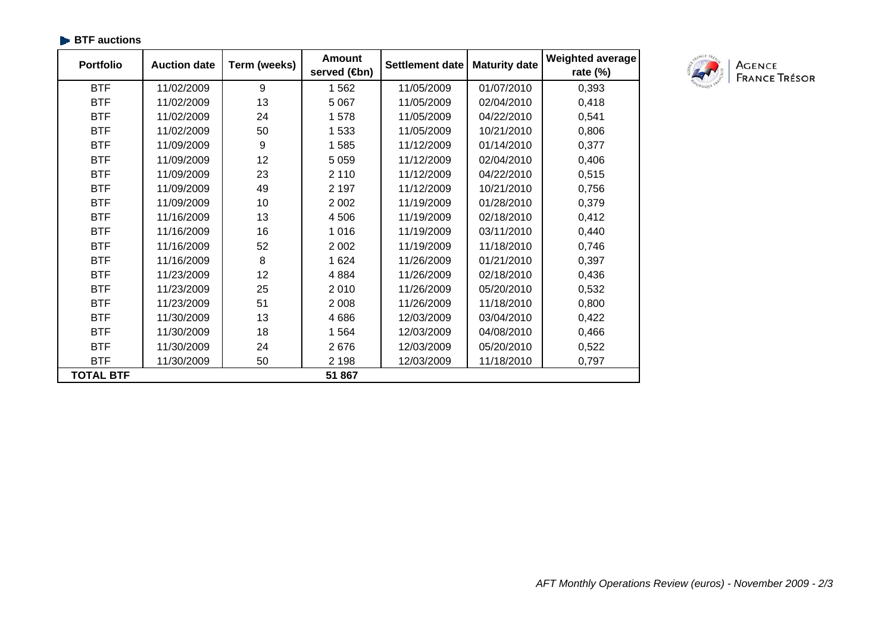### BTF auctions

| Portfolio | Auction date | Term (weeks) | Amount served (€bn) | Settlement date | Maturity date | Weighted average rate (%) |
|---|---|---|---|---|---|---|
| BTF | 11/02/2009 | 9 | 1 562 | 11/05/2009 | 01/07/2010 | 0,393 |
| BTF | 11/02/2009 | 13 | 5 067 | 11/05/2009 | 02/04/2010 | 0,418 |
| BTF | 11/02/2009 | 24 | 1 578 | 11/05/2009 | 04/22/2010 | 0,541 |
| BTF | 11/02/2009 | 50 | 1 533 | 11/05/2009 | 10/21/2010 | 0,806 |
| BTF | 11/09/2009 | 9 | 1 585 | 11/12/2009 | 01/14/2010 | 0,377 |
| BTF | 11/09/2009 | 12 | 5 059 | 11/12/2009 | 02/04/2010 | 0,406 |
| BTF | 11/09/2009 | 23 | 2 110 | 11/12/2009 | 04/22/2010 | 0,515 |
| BTF | 11/09/2009 | 49 | 2 197 | 11/12/2009 | 10/21/2010 | 0,756 |
| BTF | 11/09/2009 | 10 | 2 002 | 11/19/2009 | 01/28/2010 | 0,379 |
| BTF | 11/16/2009 | 13 | 4 506 | 11/19/2009 | 02/18/2010 | 0,412 |
| BTF | 11/16/2009 | 16 | 1 016 | 11/19/2009 | 03/11/2010 | 0,440 |
| BTF | 11/16/2009 | 52 | 2 002 | 11/19/2009 | 11/18/2010 | 0,746 |
| BTF | 11/16/2009 | 8 | 1 624 | 11/26/2009 | 01/21/2010 | 0,397 |
| BTF | 11/23/2009 | 12 | 4 884 | 11/26/2009 | 02/18/2010 | 0,436 |
| BTF | 11/23/2009 | 25 | 2 010 | 11/26/2009 | 05/20/2010 | 0,532 |
| BTF | 11/23/2009 | 51 | 2 008 | 11/26/2009 | 11/18/2010 | 0,800 |
| BTF | 11/30/2009 | 13 | 4 686 | 12/03/2009 | 03/04/2010 | 0,422 |
| BTF | 11/30/2009 | 18 | 1 564 | 12/03/2009 | 04/08/2010 | 0,466 |
| BTF | 11/30/2009 | 24 | 2 676 | 12/03/2009 | 05/20/2010 | 0,522 |
| BTF | 11/30/2009 | 50 | 2 198 | 12/03/2009 | 11/18/2010 | 0,797 |
| **TOTAL BTF** | | | **51 867** | | | |

AGENCE FRANCE TRÉSOR

*AFT Monthly Operations Review (euros) - November 2009*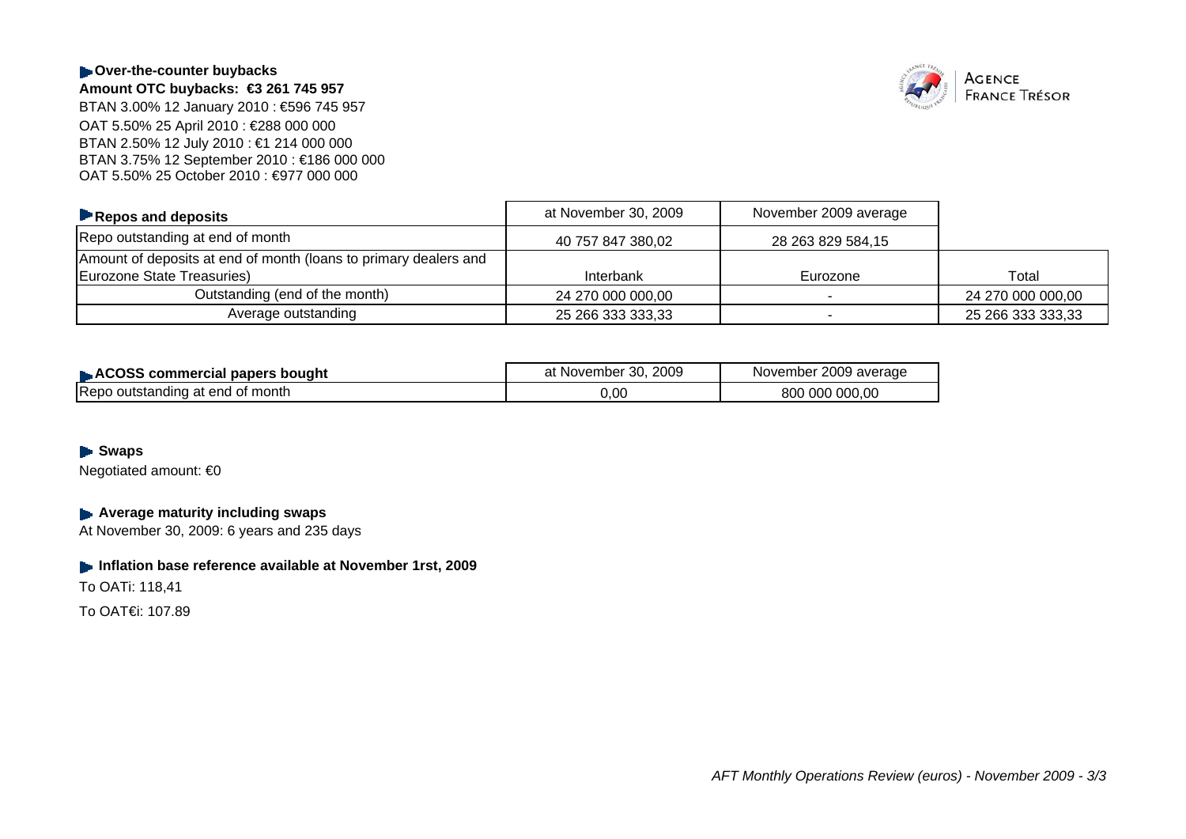### Over-the-counter buybacks

**Amount OTC buybacks: €3 261 745 957**

BTAN 3.00% 12 January 2010 : €596 745 957
OAT 5.50% 25 April 2010 : €288 000 000
BTAN 2.50% 12 July 2010 : €1 214 000 000
BTAN 3.75% 12 September 2010 : €186 000 000
OAT 5.50% 25 October 2010 : €977 000 000

| **Repos and deposits** | at November 30, 2009 | November 2009 average | |
|---|---|---|---|
| Repo outstanding at end of month | 40 757 847 380,02 | 28 263 829 584,15 | |
| Amount of deposits at end of month (loans to primary dealers and Eurozone State Treasuries) | Interbank | Eurozone | Total |
| Outstanding (end of the month) | 24 270 000 000,00 | - | 24 270 000 000,00 |
| Average outstanding | 25 266 333 333,33 | - | 25 266 333 333,33 |

| **ACOSS commercial papers bought** | at November 30, 2009 | November 2009 average |
|---|---|---|
| Repo outstanding at end of month | 0,00 | 800 000 000,00 |

### Swaps

Negotiated amount: €0

### Average maturity including swaps

At November 30, 2009: 6 years and 235 days

### Inflation base reference available at November 1rst, 2009

To OATi: 118,41

To OAT€i: 107.89